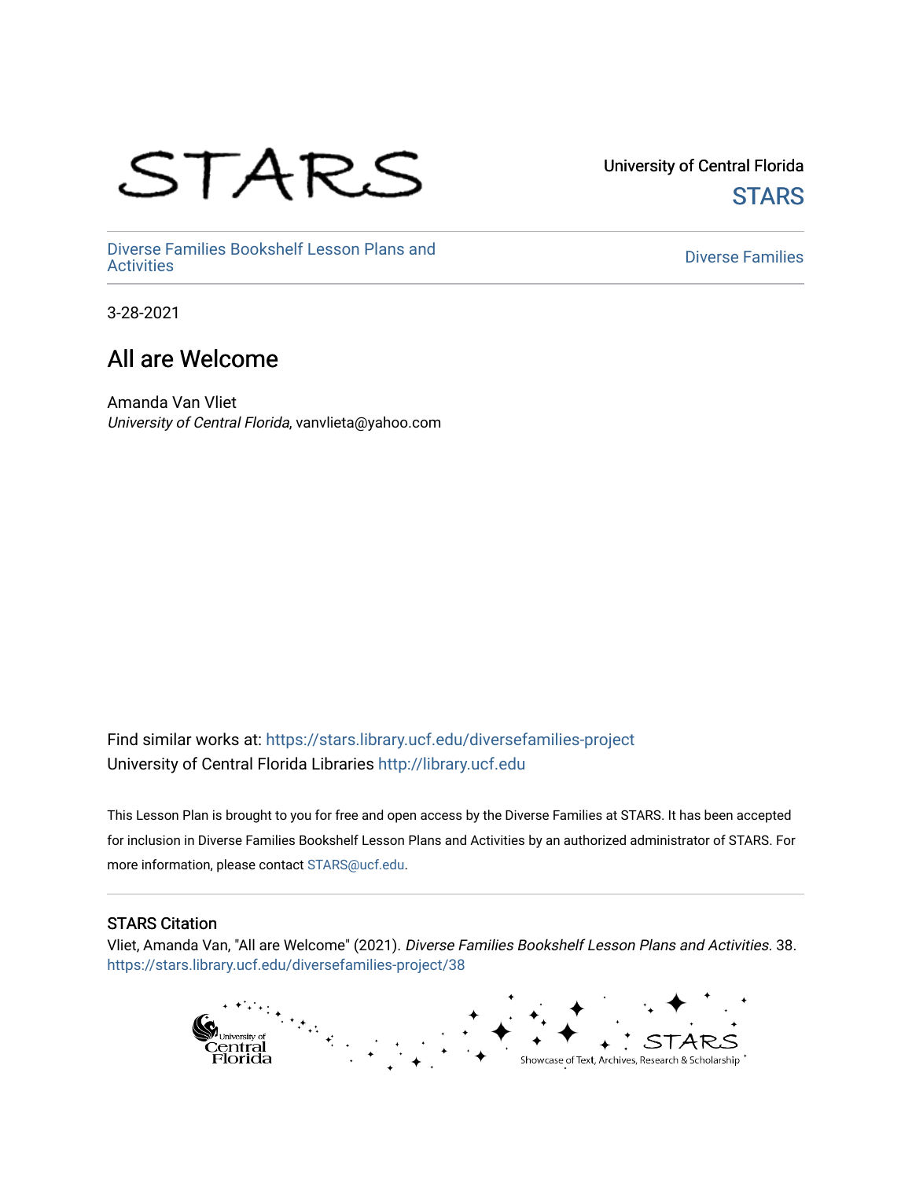University of Central Florida

STARS

Diverse Families Bookshelf Lesson Plans and Activities

Diverse Families

3-28-2021

# All are Welcome

Amanda Van Vliet
*University of Central Florida*, vanvlieta@yahoo.com

Find similar works at: https://stars.library.ucf.edu/diversefamilies-project
University of Central Florida Libraries http://library.ucf.edu

This Lesson Plan is brought to you for free and open access by the Diverse Families at STARS. It has been accepted for inclusion in Diverse Families Bookshelf Lesson Plans and Activities by an authorized administrator of STARS. For more information, please contact STARS@ucf.edu.

## STARS Citation

Vliet, Amanda Van, "All are Welcome" (2021). *Diverse Families Bookshelf Lesson Plans and Activities*. 38.
https://stars.library.ucf.edu/diversefamilies-project/38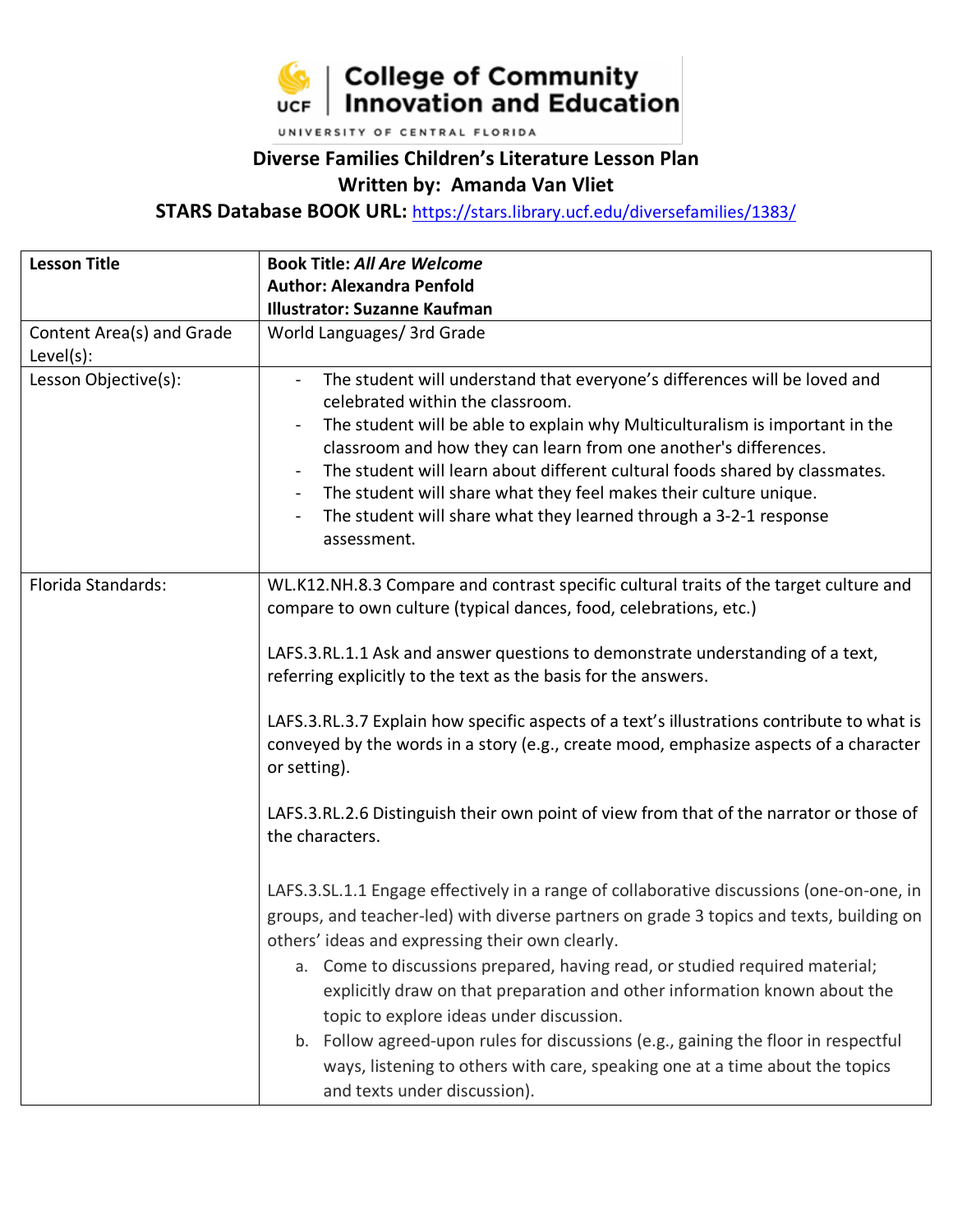**College of Community Innovation and Education**

UNIVERSITY OF CENTRAL FLORIDA

## Diverse Families Children's Literature Lesson Plan

## Written by: Amanda Van Vliet

**STARS Database BOOK URL:** https://stars.library.ucf.edu/diversefamilies/1383/

| Lesson Title | **Book Title: *All Are Welcome*** <br> **Author: Alexandra Penfold** <br> **Illustrator: Suzanne Kaufman** |
| --- | --- |
| Content Area(s) and Grade Level(s): | World Languages/ 3rd Grade |
| Lesson Objective(s): | - The student will understand that everyone's differences will be loved and celebrated within the classroom. <br> - The student will be able to explain why Multiculturalism is important in the classroom and how they can learn from one another's differences. <br> - The student will learn about different cultural foods shared by classmates. <br> - The student will share what they feel makes their culture unique. <br> - The student will share what they learned through a 3-2-1 response assessment. |
| Florida Standards: | WL.K12.NH.8.3 Compare and contrast specific cultural traits of the target culture and compare to own culture (typical dances, food, celebrations, etc.) <br><br> LAFS.3.RL.1.1 Ask and answer questions to demonstrate understanding of a text, referring explicitly to the text as the basis for the answers. <br><br> LAFS.3.RL.3.7 Explain how specific aspects of a text's illustrations contribute to what is conveyed by the words in a story (e.g., create mood, emphasize aspects of a character or setting). <br><br> LAFS.3.RL.2.6 Distinguish their own point of view from that of the narrator or those of the characters. <br><br> LAFS.3.SL.1.1 Engage effectively in a range of collaborative discussions (one-on-one, in groups, and teacher-led) with diverse partners on grade 3 topics and texts, building on others' ideas and expressing their own clearly. <br> a. Come to discussions prepared, having read, or studied required material; explicitly draw on that preparation and other information known about the topic to explore ideas under discussion. <br> b. Follow agreed-upon rules for discussions (e.g., gaining the floor in respectful ways, listening to others with care, speaking one at a time about the topics and texts under discussion). |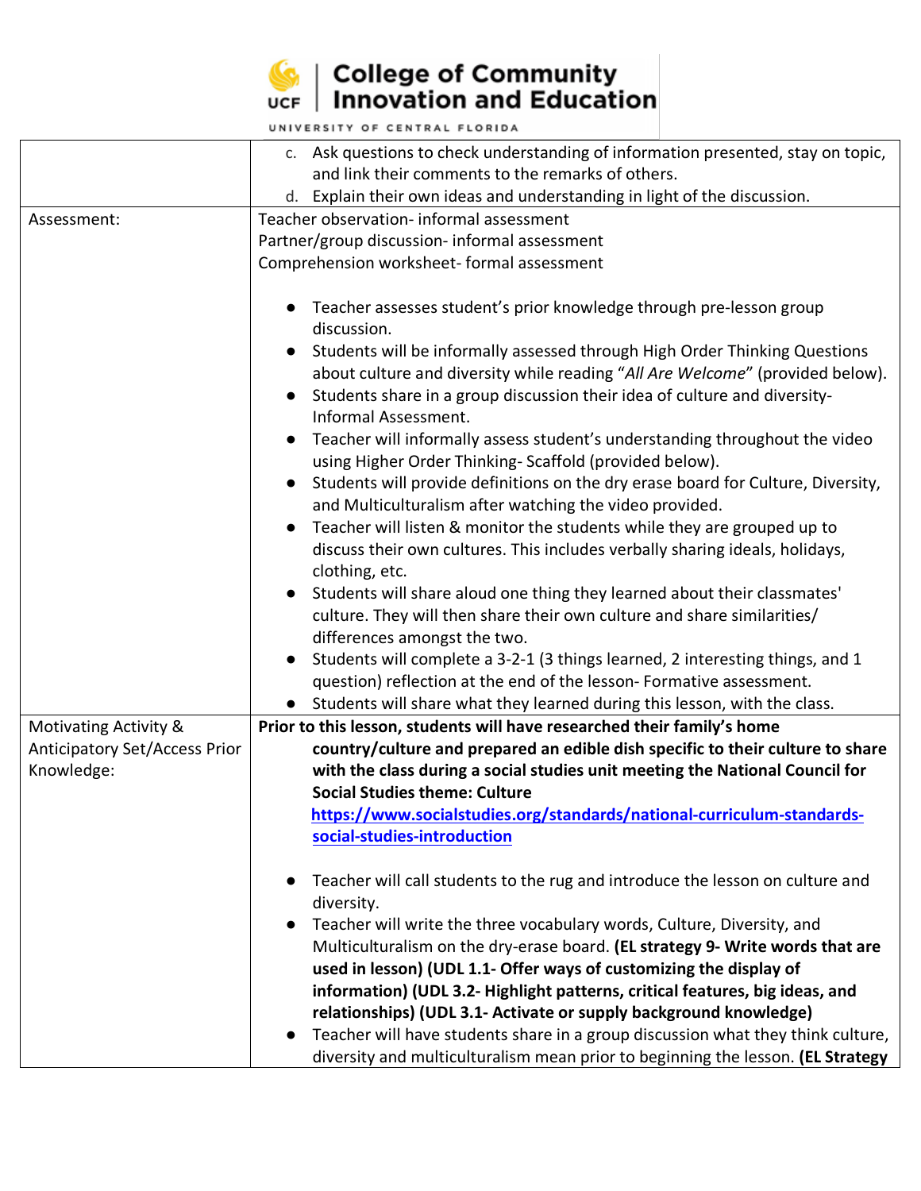| | |
|---|---|
| | c. Ask questions to check understanding of information presented, stay on topic, and link their comments to the remarks of others.<br>d. Explain their own ideas and understanding in light of the discussion. |
| Assessment: | Teacher observation- informal assessment<br>Partner/group discussion- informal assessment<br>Comprehension worksheet- formal assessment<br><br>● Teacher assesses student's prior knowledge through pre-lesson group discussion.<br>● Students will be informally assessed through High Order Thinking Questions about culture and diversity while reading "*All Are Welcome*" (provided below).<br>● Students share in a group discussion their idea of culture and diversity- Informal Assessment.<br>● Teacher will informally assess student's understanding throughout the video using Higher Order Thinking- Scaffold (provided below).<br>● Students will provide definitions on the dry erase board for Culture, Diversity, and Multiculturalism after watching the video provided.<br>● Teacher will listen & monitor the students while they are grouped up to discuss their own cultures. This includes verbally sharing ideals, holidays, clothing, etc.<br>● Students will share aloud one thing they learned about their classmates' culture. They will then share their own culture and share similarities/ differences amongst the two.<br>● Students will complete a 3-2-1 (3 things learned, 2 interesting things, and 1 question) reflection at the end of the lesson- Formative assessment.<br>● Students will share what they learned during this lesson, with the class. |
| Motivating Activity & Anticipatory Set/Access Prior Knowledge: | **Prior to this lesson, students will have researched their family's home country/culture and prepared an edible dish specific to their culture to share with the class during a social studies unit meeting the National Council for Social Studies theme: Culture**<br>[https://www.socialstudies.org/standards/national-curriculum-standards-social-studies-introduction](https://www.socialstudies.org/standards/national-curriculum-standards-social-studies-introduction)<br><br>● Teacher will call students to the rug and introduce the lesson on culture and diversity.<br>● Teacher will write the three vocabulary words, Culture, Diversity, and Multiculturalism on the dry-erase board. **(EL strategy 9- Write words that are used in lesson) (UDL 1.1- Offer ways of customizing the display of information) (UDL 3.2- Highlight patterns, critical features, big ideas, and relationships) (UDL 3.1- Activate or supply background knowledge)**<br>● Teacher will have students share in a group discussion what they think culture, diversity and multiculturalism mean prior to beginning the lesson. **(EL Strategy** |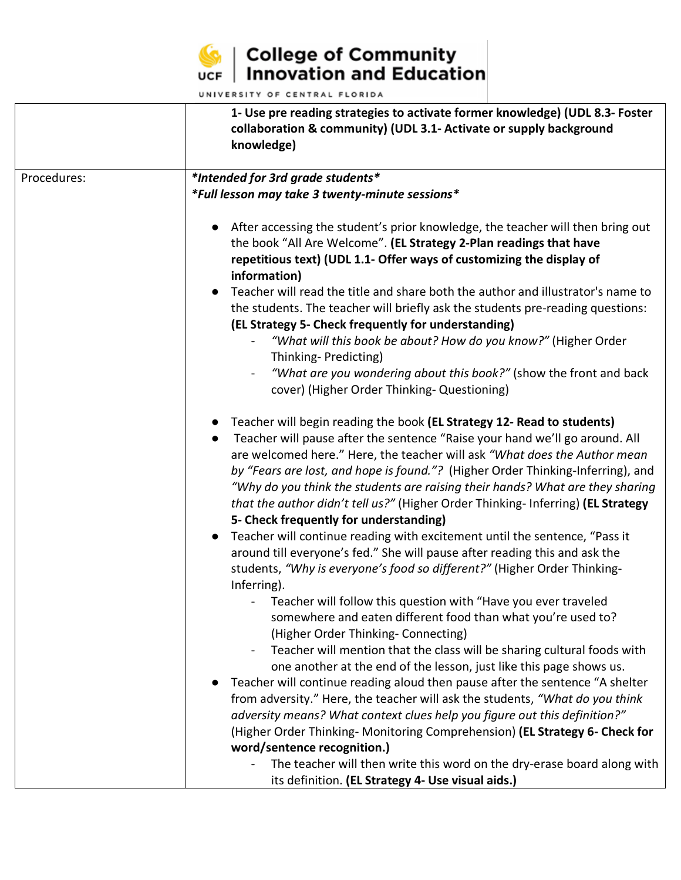| | |
|---|---|
| | **1- Use pre reading strategies to activate former knowledge) (UDL 8.3- Foster collaboration & community) (UDL 3.1- Activate or supply background knowledge)** |
| Procedures: | ***Intended for 3rd grade students\**** <br> ***Full lesson may take 3 twenty-minute sessions\**** <br><br> ● After accessing the student's prior knowledge, the teacher will then bring out the book "All Are Welcome". **(EL Strategy 2-Plan readings that have repetitious text) (UDL 1.1- Offer ways of customizing the display of information)** <br> ● Teacher will read the title and share both the author and illustrator's name to the students. The teacher will briefly ask the students pre-reading questions: **(EL Strategy 5- Check frequently for understanding)** <br> - *"What will this book be about? How do you know?"* (Higher Order Thinking- Predicting) <br> - *"What are you wondering about this book?"* (show the front and back cover) (Higher Order Thinking- Questioning) <br><br> ● Teacher will begin reading the book **(EL Strategy 12- Read to students)** <br> ● Teacher will pause after the sentence "Raise your hand we'll go around. All are welcomed here." Here, the teacher will ask *"What does the Author mean by "Fears are lost, and hope is found."?* (Higher Order Thinking-Inferring), and *"Why do you think the students are raising their hands? What are they sharing that the author didn't tell us?"* (Higher Order Thinking- Inferring) **(EL Strategy 5- Check frequently for understanding)** <br> ● Teacher will continue reading with excitement until the sentence, "Pass it around till everyone's fed." She will pause after reading this and ask the students, *"Why is everyone's food so different?"* (Higher Order Thinking- Inferring). <br> - Teacher will follow this question with "Have you ever traveled somewhere and eaten different food than what you're used to? (Higher Order Thinking- Connecting) <br> - Teacher will mention that the class will be sharing cultural foods with one another at the end of the lesson, just like this page shows us. <br> ● Teacher will continue reading aloud then pause after the sentence "A shelter from adversity." Here, the teacher will ask the students, *"What do you think adversity means? What context clues help you figure out this definition?"* (Higher Order Thinking- Monitoring Comprehension) **(EL Strategy 6- Check for word/sentence recognition.)** <br> - The teacher will then write this word on the dry-erase board along with its definition. **(EL Strategy 4- Use visual aids.)** |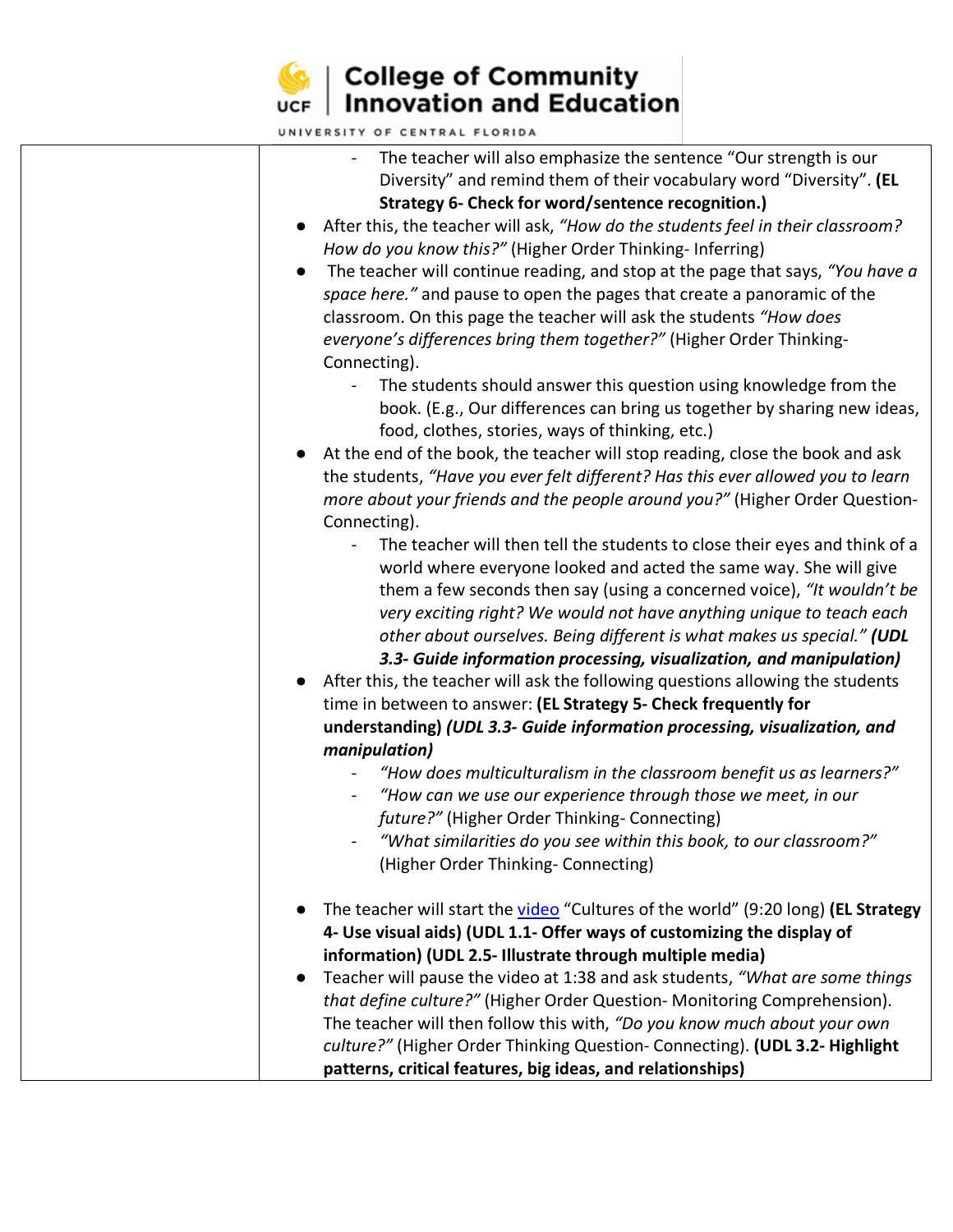- The teacher will also emphasize the sentence "Our strength is our Diversity" and remind them of their vocabulary word "Diversity". **(EL Strategy 6- Check for word/sentence recognition.)**

- After this, the teacher will ask, *"How do the students feel in their classroom? How do you know this?"* (Higher Order Thinking- Inferring)
- The teacher will continue reading, and stop at the page that says, *"You have a space here."* and pause to open the pages that create a panoramic of the classroom. On this page the teacher will ask the students *"How does everyone's differences bring them together?"* (Higher Order Thinking- Connecting).
  - The students should answer this question using knowledge from the book. (E.g., Our differences can bring us together by sharing new ideas, food, clothes, stories, ways of thinking, etc.)
- At the end of the book, the teacher will stop reading, close the book and ask the students, *"Have you ever felt different? Has this ever allowed you to learn more about your friends and the people around you?"* (Higher Order Question- Connecting).
  - The teacher will then tell the students to close their eyes and think of a world where everyone looked and acted the same way. She will give them a few seconds then say (using a concerned voice), *"It wouldn't be very exciting right? We would not have anything unique to teach each other about ourselves. Being different is what makes us special."* ***(UDL 3.3- Guide information processing, visualization, and manipulation)***
- After this, the teacher will ask the following questions allowing the students time in between to answer: **(EL Strategy 5- Check frequently for understanding)** ***(UDL 3.3- Guide information processing, visualization, and manipulation)***
  - *"How does multiculturalism in the classroom benefit us as learners?"*
  - *"How can we use our experience through those we meet, in our future?"* (Higher Order Thinking- Connecting)
  - *"What similarities do you see within this book, to our classroom?"* (Higher Order Thinking- Connecting)

- The teacher will start the video "Cultures of the world" (9:20 long) **(EL Strategy 4- Use visual aids) (UDL 1.1- Offer ways of customizing the display of information) (UDL 2.5- Illustrate through multiple media)**
- Teacher will pause the video at 1:38 and ask students, *"What are some things that define culture?"* (Higher Order Question- Monitoring Comprehension). The teacher will then follow this with, *"Do you know much about your own culture?"* (Higher Order Thinking Question- Connecting). **(UDL 3.2- Highlight patterns, critical features, big ideas, and relationships)**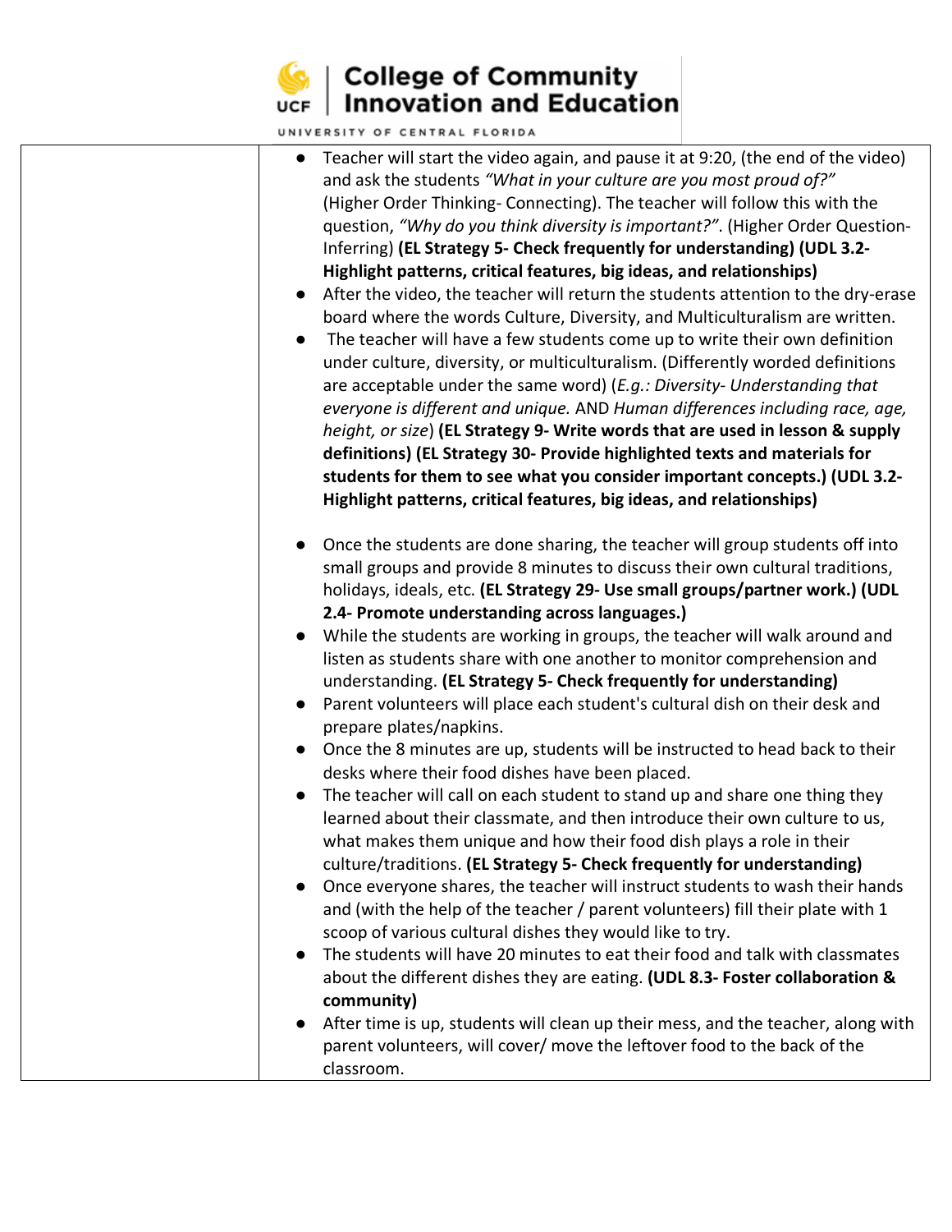| | |
|---|---|
| | ● Teacher will start the video again, and pause it at 9:20, (the end of the video) and ask the students *"What in your culture are you most proud of?"* (Higher Order Thinking- Connecting). The teacher will follow this with the question, *"Why do you think diversity is important?"*. (Higher Order Question-Inferring) **(EL Strategy 5- Check frequently for understanding) (UDL 3.2- Highlight patterns, critical features, big ideas, and relationships)**<br>● After the video, the teacher will return the students attention to the dry-erase board where the words Culture, Diversity, and Multiculturalism are written.<br>● The teacher will have a few students come up to write their own definition under culture, diversity, or multiculturalism. (Differently worded definitions are acceptable under the same word) (*E.g.: Diversity- Understanding that everyone is different and unique.* AND *Human differences including race, age, height, or size*) **(EL Strategy 9- Write words that are used in lesson & supply definitions) (EL Strategy 30- Provide highlighted texts and materials for students for them to see what you consider important concepts.) (UDL 3.2- Highlight patterns, critical features, big ideas, and relationships)**<br><br>● Once the students are done sharing, the teacher will group students off into small groups and provide 8 minutes to discuss their own cultural traditions, holidays, ideals, etc. **(EL Strategy 29- Use small groups/partner work.) (UDL 2.4- Promote understanding across languages.)**<br>● While the students are working in groups, the teacher will walk around and listen as students share with one another to monitor comprehension and understanding. **(EL Strategy 5- Check frequently for understanding)**<br>● Parent volunteers will place each student's cultural dish on their desk and prepare plates/napkins.<br>● Once the 8 minutes are up, students will be instructed to head back to their desks where their food dishes have been placed.<br>● The teacher will call on each student to stand up and share one thing they learned about their classmate, and then introduce their own culture to us, what makes them unique and how their food dish plays a role in their culture/traditions. **(EL Strategy 5- Check frequently for understanding)**<br>● Once everyone shares, the teacher will instruct students to wash their hands and (with the help of the teacher / parent volunteers) fill their plate with 1 scoop of various cultural dishes they would like to try.<br>● The students will have 20 minutes to eat their food and talk with classmates about the different dishes they are eating. **(UDL 8.3- Foster collaboration & community)**<br>● After time is up, students will clean up their mess, and the teacher, along with parent volunteers, will cover/ move the leftover food to the back of the classroom. |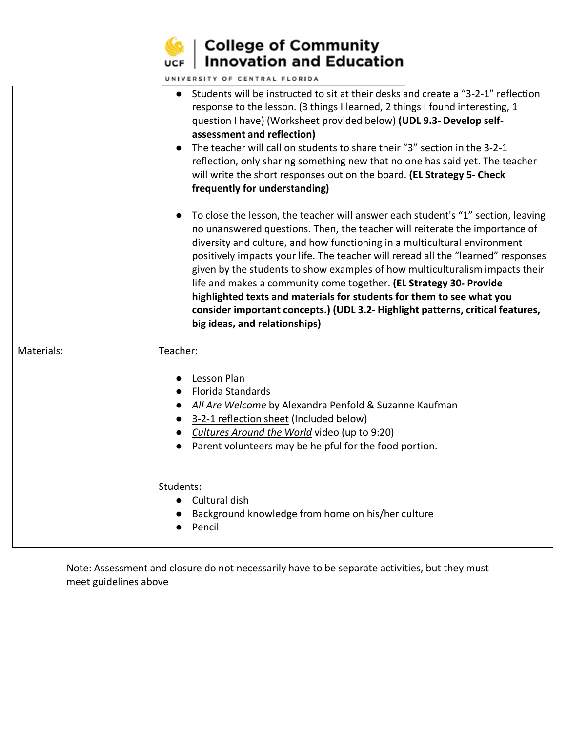| | |
|---|---|
| | - Students will be instructed to sit at their desks and create a "3-2-1" reflection response to the lesson. (3 things I learned, 2 things I found interesting, 1 question I have) (Worksheet provided below) **(UDL 9.3- Develop self-assessment and reflection)**<br>- The teacher will call on students to share their "3" section in the 3-2-1 reflection, only sharing something new that no one has said yet. The teacher will write the short responses out on the board. **(EL Strategy 5- Check frequently for understanding)**<br><br>- To close the lesson, the teacher will answer each student's "1" section, leaving no unanswered questions. Then, the teacher will reiterate the importance of diversity and culture, and how functioning in a multicultural environment positively impacts your life. The teacher will reread all the "learned" responses given by the students to show examples of how multiculturalism impacts their life and makes a community come together. **(EL Strategy 30- Provide highlighted texts and materials for students for them to see what you consider important concepts.) (UDL 3.2- Highlight patterns, critical features, big ideas, and relationships)** |
| Materials: | Teacher:<br><br>- Lesson Plan<br>- Florida Standards<br>- *All Are Welcome* by Alexandra Penfold & Suzanne Kaufman<br>- 3-2-1 reflection sheet (Included below)<br>- *Cultures Around the World* video (up to 9:20)<br>- Parent volunteers may be helpful for the food portion.<br><br>Students:<br>- Cultural dish<br>- Background knowledge from home on his/her culture<br>- Pencil |

Note: Assessment and closure do not necessarily have to be separate activities, but they must meet guidelines above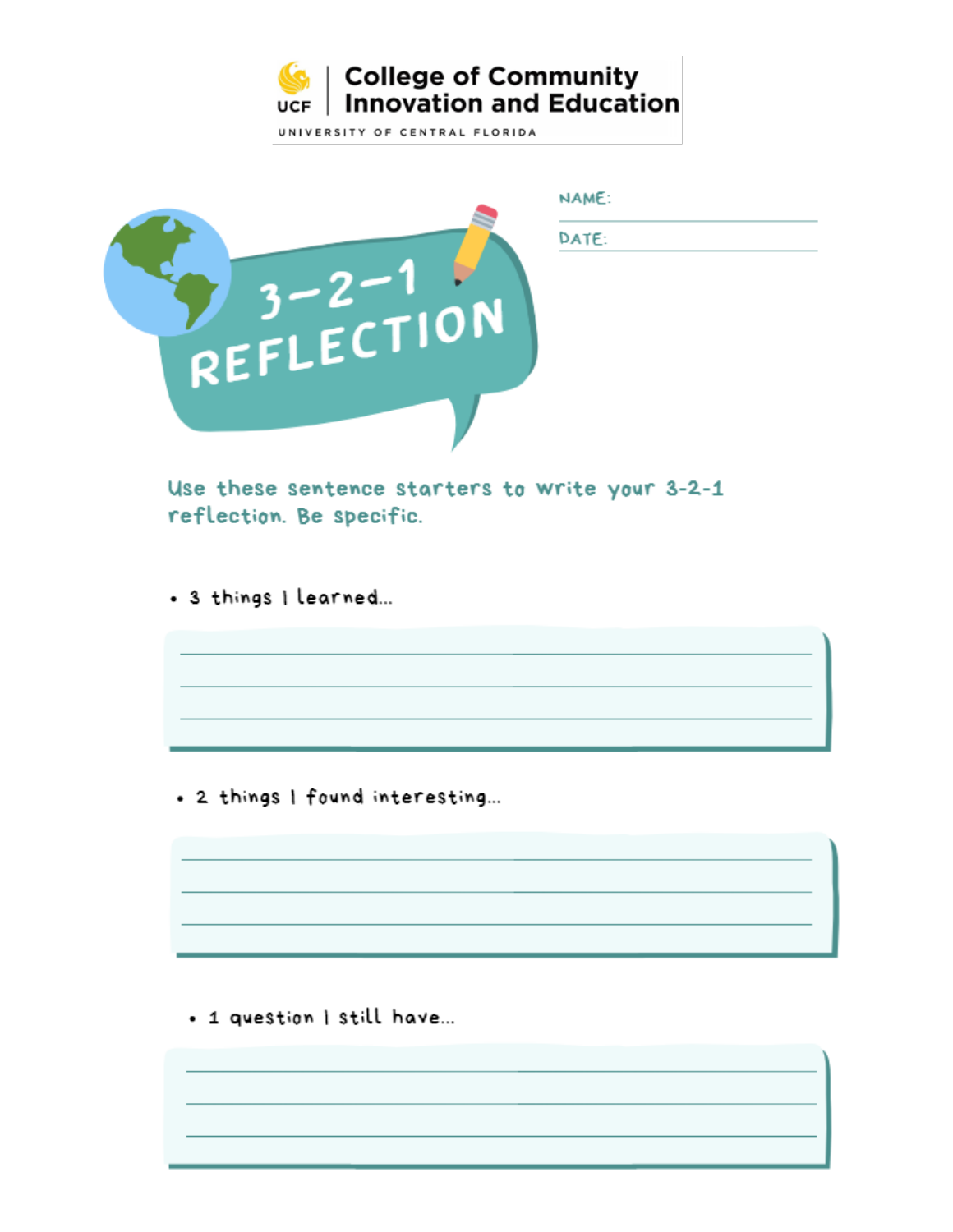UCF | College of Community Innovation and Education

UNIVERSITY OF CENTRAL FLORIDA

NAME: \_\_\_\_\_\_\_\_\_\_\_\_\_\_\_\_\_\_\_\_

DATE: \_\_\_\_\_\_\_\_\_\_\_\_\_\_\_\_\_\_\_\_

# 3-2-1 REFLECTION

Use these sentence starters to write your 3-2-1 reflection. Be specific.

- 3 things I learned...

\_\_\_\_\_\_\_\_\_\_\_\_\_\_\_\_\_\_\_\_\_\_\_\_\_\_\_\_\_\_\_\_\_\_\_\_\_\_\_\_

\_\_\_\_\_\_\_\_\_\_\_\_\_\_\_\_\_\_\_\_\_\_\_\_\_\_\_\_\_\_\_\_\_\_\_\_\_\_\_\_

\_\_\_\_\_\_\_\_\_\_\_\_\_\_\_\_\_\_\_\_\_\_\_\_\_\_\_\_\_\_\_\_\_\_\_\_\_\_\_\_

- 2 things I found interesting...

\_\_\_\_\_\_\_\_\_\_\_\_\_\_\_\_\_\_\_\_\_\_\_\_\_\_\_\_\_\_\_\_\_\_\_\_\_\_\_\_

\_\_\_\_\_\_\_\_\_\_\_\_\_\_\_\_\_\_\_\_\_\_\_\_\_\_\_\_\_\_\_\_\_\_\_\_\_\_\_\_

\_\_\_\_\_\_\_\_\_\_\_\_\_\_\_\_\_\_\_\_\_\_\_\_\_\_\_\_\_\_\_\_\_\_\_\_\_\_\_\_

- 1 question I still have...

\_\_\_\_\_\_\_\_\_\_\_\_\_\_\_\_\_\_\_\_\_\_\_\_\_\_\_\_\_\_\_\_\_\_\_\_\_\_\_\_

\_\_\_\_\_\_\_\_\_\_\_\_\_\_\_\_\_\_\_\_\_\_\_\_\_\_\_\_\_\_\_\_\_\_\_\_\_\_\_\_

\_\_\_\_\_\_\_\_\_\_\_\_\_\_\_\_\_\_\_\_\_\_\_\_\_\_\_\_\_\_\_\_\_\_\_\_\_\_\_\_